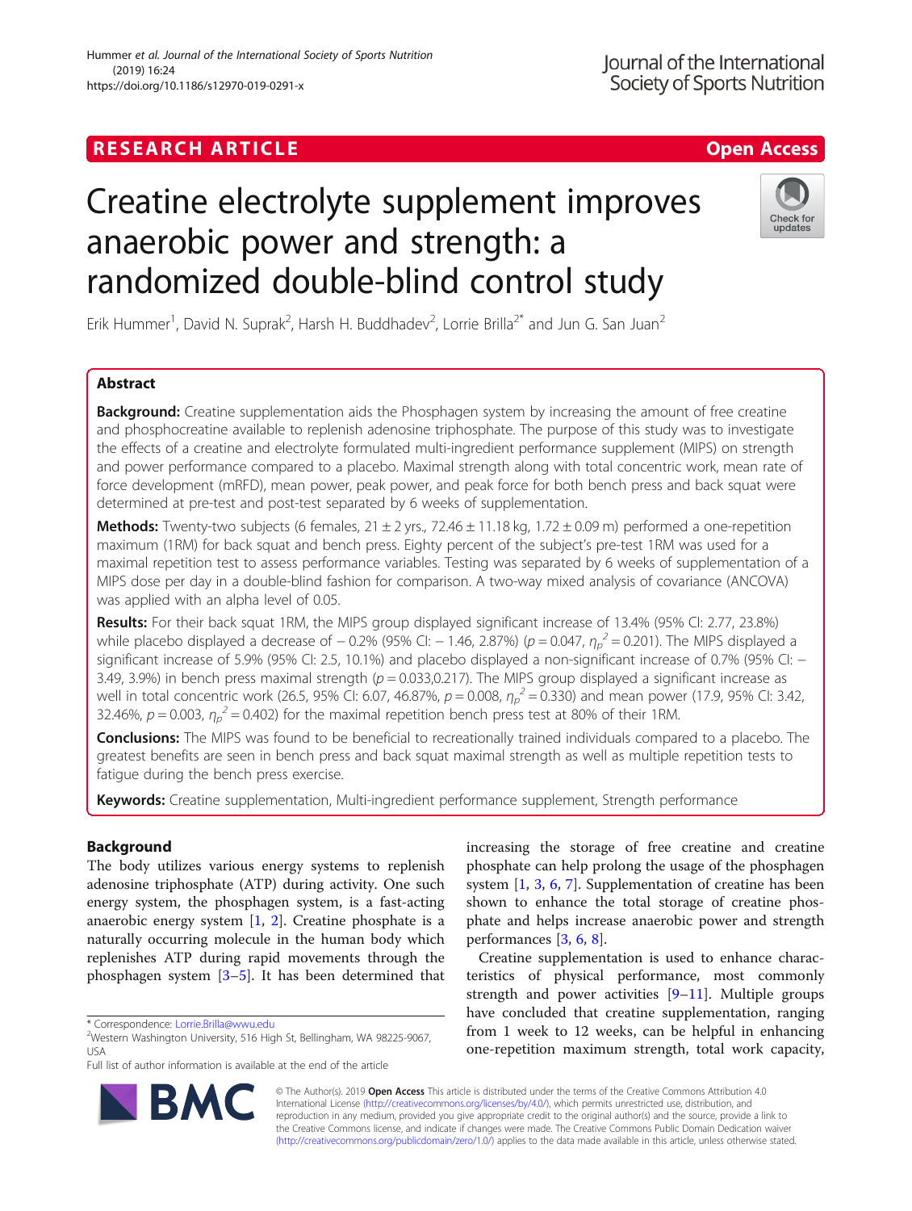**RESEARCH ARTICLE** **Open Access**

# Creatine electrolyte supplement improves anaerobic power and strength: a randomized double-blind control study

Erik Hummer[1], David N. Suprak[2], Harsh H. Buddhadev[2], Lorrie Brilla[2*] and Jun G. San Juan[2]

## Abstract

**Background:** Creatine supplementation aids the Phosphagen system by increasing the amount of free creatine and phosphocreatine available to replenish adenosine triphosphate. The purpose of this study was to investigate the effects of a creatine and electrolyte formulated multi-ingredient performance supplement (MIPS) on strength and power performance compared to a placebo. Maximal strength along with total concentric work, mean rate of force development (mRFD), mean power, peak power, and peak force for both bench press and back squat were determined at pre-test and post-test separated by 6 weeks of supplementation.

**Methods:** Twenty-two subjects (6 females, 21 ± 2 yrs., 72.46 ± 11.18 kg, 1.72 ± 0.09 m) performed a one-repetition maximum (1RM) for back squat and bench press. Eighty percent of the subject's pre-test 1RM was used for a maximal repetition test to assess performance variables. Testing was separated by 6 weeks of supplementation of a MIPS dose per day in a double-blind fashion for comparison. A two-way mixed analysis of covariance (ANCOVA) was applied with an alpha level of 0.05.

**Results:** For their back squat 1RM, the MIPS group displayed significant increase of 13.4% (95% CI: 2.77, 23.8%) while placebo displayed a decrease of − 0.2% (95% CI: − 1.46, 2.87%) ($p = 0.047$, $\eta_p^2 = 0.201$). The MIPS displayed a significant increase of 5.9% (95% CI: 2.5, 10.1%) and placebo displayed a non-significant increase of 0.7% (95% CI: − 3.49, 3.9%) in bench press maximal strength ($p = 0.033, 0.217$). The MIPS group displayed a significant increase as well in total concentric work (26.5, 95% CI: 6.07, 46.87%, $p = 0.008$, $\eta_p^2 = 0.330$) and mean power (17.9, 95% CI: 3.42, 32.46%, $p = 0.003$, $\eta_p^2 = 0.402$) for the maximal repetition bench press test at 80% of their 1RM.

**Conclusions:** The MIPS was found to be beneficial to recreationally trained individuals compared to a placebo. The greatest benefits are seen in bench press and back squat maximal strength as well as multiple repetition tests to fatigue during the bench press exercise.

**Keywords:** Creatine supplementation, Multi-ingredient performance supplement, Strength performance

## Background

The body utilizes various energy systems to replenish adenosine triphosphate (ATP) during activity. One such energy system, the phosphagen system, is a fast-acting anaerobic energy system [1, 2]. Creatine phosphate is a naturally occurring molecule in the human body which replenishes ATP during rapid movements through the phosphagen system [3–5]. It has been determined that increasing the storage of free creatine and creatine phosphate can help prolong the usage of the phosphagen system [1, 3, 6, 7]. Supplementation of creatine has been shown to enhance the total storage of creatine phosphate and helps increase anaerobic power and strength performances [3, 6, 8].

Creatine supplementation is used to enhance characteristics of physical performance, most commonly strength and power activities [9–11]. Multiple groups have concluded that creatine supplementation, ranging from 1 week to 12 weeks, can be helpful in enhancing one-repetition maximum strength, total work capacity,

\* Correspondence: Lorrie.Brilla@wwu.edu
[2]Western Washington University, 516 High St, Bellingham, WA 98225-9067, USA
Full list of author information is available at the end of the article

© The Author(s). 2019 **Open Access** This article is distributed under the terms of the Creative Commons Attribution 4.0 International License (http://creativecommons.org/licenses/by/4.0/), which permits unrestricted use, distribution, and reproduction in any medium, provided you give appropriate credit to the original author(s) and the source, provide a link to the Creative Commons license, and indicate if changes were made. The Creative Commons Public Domain Dedication waiver (http://creativecommons.org/publicdomain/zero/1.0/) applies to the data made available in this article, unless otherwise stated.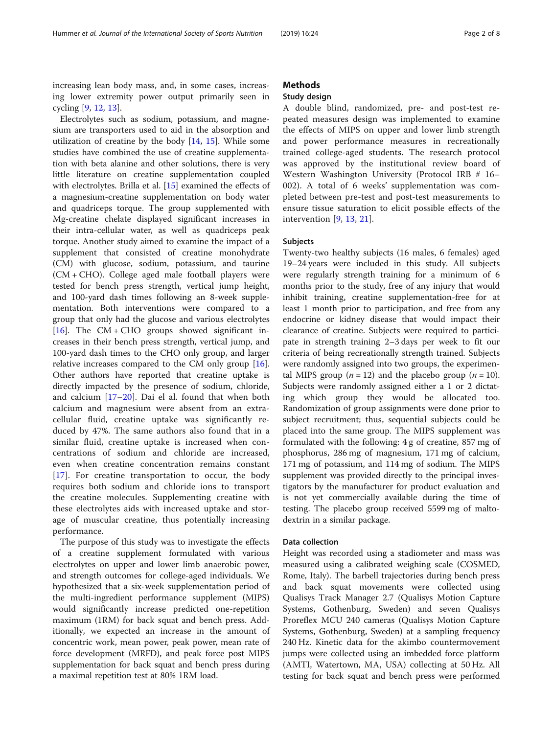increasing lean body mass, and, in some cases, increasing lower extremity power output primarily seen in cycling [9, 12, 13].

Electrolytes such as sodium, potassium, and magnesium are transporters used to aid in the absorption and utilization of creatine by the body [14, 15]. While some studies have combined the use of creatine supplementation with beta alanine and other solutions, there is very little literature on creatine supplementation coupled with electrolytes. Brilla et al. [15] examined the effects of a magnesium-creatine supplementation on body water and quadriceps torque. The group supplemented with Mg-creatine chelate displayed significant increases in their intra-cellular water, as well as quadriceps peak torque. Another study aimed to examine the impact of a supplement that consisted of creatine monohydrate (CM) with glucose, sodium, potassium, and taurine (CM + CHO). College aged male football players were tested for bench press strength, vertical jump height, and 100-yard dash times following an 8-week supplementation. Both interventions were compared to a group that only had the glucose and various electrolytes [16]. The CM + CHO groups showed significant increases in their bench press strength, vertical jump, and 100-yard dash times to the CHO only group, and larger relative increases compared to the CM only group [16]. Other authors have reported that creatine uptake is directly impacted by the presence of sodium, chloride, and calcium [17–20]. Dai el al. found that when both calcium and magnesium were absent from an extracellular fluid, creatine uptake was significantly reduced by 47%. The same authors also found that in a similar fluid, creatine uptake is increased when concentrations of sodium and chloride are increased, even when creatine concentration remains constant [17]. For creatine transportation to occur, the body requires both sodium and chloride ions to transport the creatine molecules. Supplementing creatine with these electrolytes aids with increased uptake and storage of muscular creatine, thus potentially increasing performance.

The purpose of this study was to investigate the effects of a creatine supplement formulated with various electrolytes on upper and lower limb anaerobic power, and strength outcomes for college-aged individuals. We hypothesized that a six-week supplementation period of the multi-ingredient performance supplement (MIPS) would significantly increase predicted one-repetition maximum (1RM) for back squat and bench press. Additionally, we expected an increase in the amount of concentric work, mean power, peak power, mean rate of force development (MRFD), and peak force post MIPS supplementation for back squat and bench press during a maximal repetition test at 80% 1RM load.

## Methods

### Study design

A double blind, randomized, pre- and post-test repeated measures design was implemented to examine the effects of MIPS on upper and lower limb strength and power performance measures in recreationally trained college-aged students. The research protocol was approved by the institutional review board of Western Washington University (Protocol IRB # 16–002). A total of 6 weeks' supplementation was completed between pre-test and post-test measurements to ensure tissue saturation to elicit possible effects of the intervention [9, 13, 21].

### Subjects

Twenty-two healthy subjects (16 males, 6 females) aged 19–24 years were included in this study. All subjects were regularly strength training for a minimum of 6 months prior to the study, free of any injury that would inhibit training, creatine supplementation-free for at least 1 month prior to participation, and free from any endocrine or kidney disease that would impact their clearance of creatine. Subjects were required to participate in strength training 2–3 days per week to fit our criteria of being recreationally strength trained. Subjects were randomly assigned into two groups, the experimental MIPS group ($n = 12$) and the placebo group ($n = 10$). Subjects were randomly assigned either a 1 or 2 dictating which group they would be allocated too. Randomization of group assignments were done prior to subject recruitment; thus, sequential subjects could be placed into the same group. The MIPS supplement was formulated with the following: 4 g of creatine, 857 mg of phosphorus, 286 mg of magnesium, 171 mg of calcium, 171 mg of potassium, and 114 mg of sodium. The MIPS supplement was provided directly to the principal investigators by the manufacturer for product evaluation and is not yet commercially available during the time of testing. The placebo group received 5599 mg of maltodextrin in a similar package.

### Data collection

Height was recorded using a stadiometer and mass was measured using a calibrated weighing scale (COSMED, Rome, Italy). The barbell trajectories during bench press and back squat movements were collected using Qualisys Track Manager 2.7 (Qualisys Motion Capture Systems, Gothenburg, Sweden) and seven Qualisys Proreflex MCU 240 cameras (Qualisys Motion Capture Systems, Gothenburg, Sweden) at a sampling frequency 240 Hz. Kinetic data for the akimbo countermovement jumps were collected using an imbedded force platform (AMTI, Watertown, MA, USA) collecting at 50 Hz. All testing for back squat and bench press were performed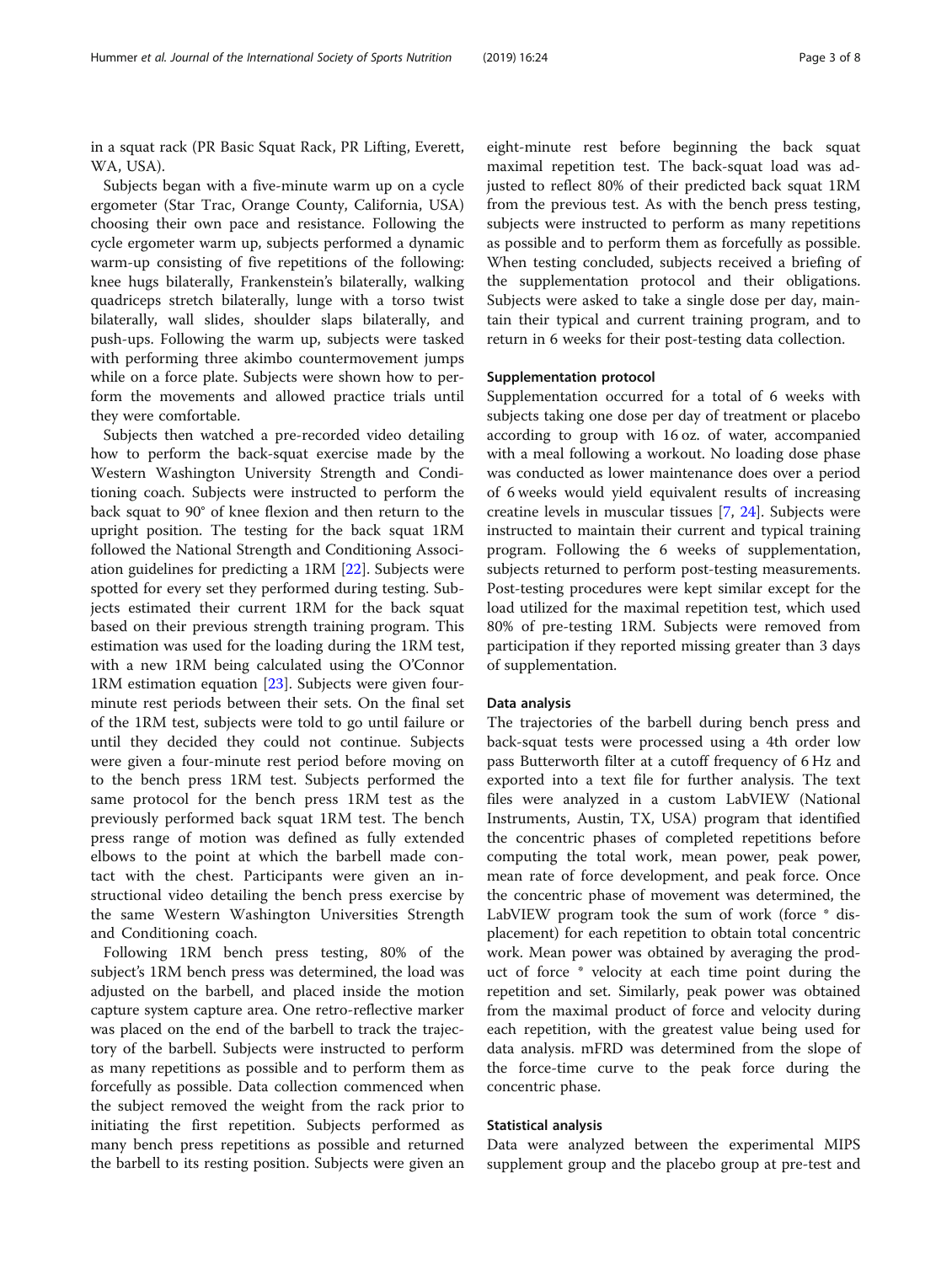in a squat rack (PR Basic Squat Rack, PR Lifting, Everett, WA, USA).

Subjects began with a five-minute warm up on a cycle ergometer (Star Trac, Orange County, California, USA) choosing their own pace and resistance. Following the cycle ergometer warm up, subjects performed a dynamic warm-up consisting of five repetitions of the following: knee hugs bilaterally, Frankenstein's bilaterally, walking quadriceps stretch bilaterally, lunge with a torso twist bilaterally, wall slides, shoulder slaps bilaterally, and push-ups. Following the warm up, subjects were tasked with performing three akimbo countermovement jumps while on a force plate. Subjects were shown how to perform the movements and allowed practice trials until they were comfortable.

Subjects then watched a pre-recorded video detailing how to perform the back-squat exercise made by the Western Washington University Strength and Conditioning coach. Subjects were instructed to perform the back squat to 90° of knee flexion and then return to the upright position. The testing for the back squat 1RM followed the National Strength and Conditioning Association guidelines for predicting a 1RM [22]. Subjects were spotted for every set they performed during testing. Subjects estimated their current 1RM for the back squat based on their previous strength training program. This estimation was used for the loading during the 1RM test, with a new 1RM being calculated using the O'Connor 1RM estimation equation [23]. Subjects were given four-minute rest periods between their sets. On the final set of the 1RM test, subjects were told to go until failure or until they decided they could not continue. Subjects were given a four-minute rest period before moving on to the bench press 1RM test. Subjects performed the same protocol for the bench press 1RM test as the previously performed back squat 1RM test. The bench press range of motion was defined as fully extended elbows to the point at which the barbell made contact with the chest. Participants were given an instructional video detailing the bench press exercise by the same Western Washington Universities Strength and Conditioning coach.

Following 1RM bench press testing, 80% of the subject's 1RM bench press was determined, the load was adjusted on the barbell, and placed inside the motion capture system capture area. One retro-reflective marker was placed on the end of the barbell to track the trajectory of the barbell. Subjects were instructed to perform as many repetitions as possible and to perform them as forcefully as possible. Data collection commenced when the subject removed the weight from the rack prior to initiating the first repetition. Subjects performed as many bench press repetitions as possible and returned the barbell to its resting position. Subjects were given an eight-minute rest before beginning the back squat maximal repetition test. The back-squat load was adjusted to reflect 80% of their predicted back squat 1RM from the previous test. As with the bench press testing, subjects were instructed to perform as many repetitions as possible and to perform them as forcefully as possible. When testing concluded, subjects received a briefing of the supplementation protocol and their obligations. Subjects were asked to take a single dose per day, maintain their typical and current training program, and to return in 6 weeks for their post-testing data collection.

### Supplementation protocol

Supplementation occurred for a total of 6 weeks with subjects taking one dose per day of treatment or placebo according to group with 16 oz. of water, accompanied with a meal following a workout. No loading dose phase was conducted as lower maintenance does over a period of 6 weeks would yield equivalent results of increasing creatine levels in muscular tissues [7, 24]. Subjects were instructed to maintain their current and typical training program. Following the 6 weeks of supplementation, subjects returned to perform post-testing measurements. Post-testing procedures were kept similar except for the load utilized for the maximal repetition test, which used 80% of pre-testing 1RM. Subjects were removed from participation if they reported missing greater than 3 days of supplementation.

### Data analysis

The trajectories of the barbell during bench press and back-squat tests were processed using a 4th order low pass Butterworth filter at a cutoff frequency of 6 Hz and exported into a text file for further analysis. The text files were analyzed in a custom LabVIEW (National Instruments, Austin, TX, USA) program that identified the concentric phases of completed repetitions before computing the total work, mean power, peak power, mean rate of force development, and peak force. Once the concentric phase of movement was determined, the LabVIEW program took the sum of work (force * displacement) for each repetition to obtain total concentric work. Mean power was obtained by averaging the product of force * velocity at each time point during the repetition and set. Similarly, peak power was obtained from the maximal product of force and velocity during each repetition, with the greatest value being used for data analysis. mFRD was determined from the slope of the force-time curve to the peak force during the concentric phase.

### Statistical analysis

Data were analyzed between the experimental MIPS supplement group and the placebo group at pre-test and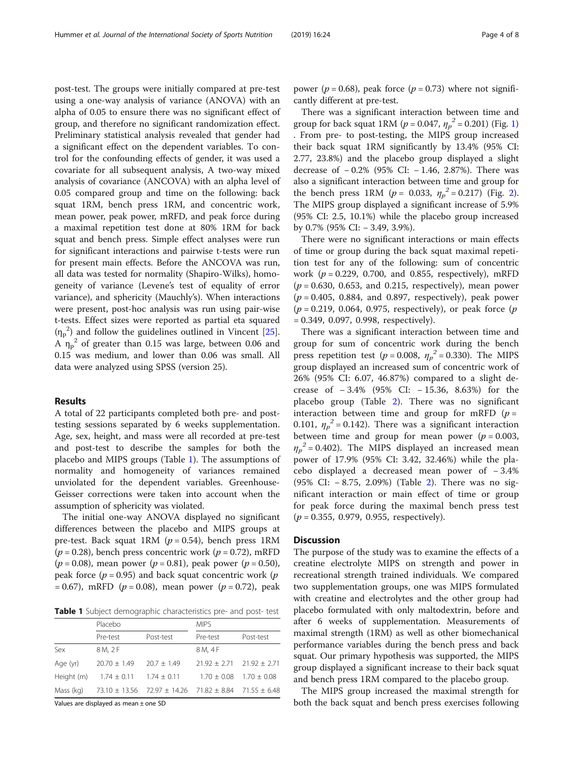post-test. The groups were initially compared at pre-test using a one-way analysis of variance (ANOVA) with an alpha of 0.05 to ensure there was no significant effect of group, and therefore no significant randomization effect. Preliminary statistical analysis revealed that gender had a significant effect on the dependent variables. To control for the confounding effects of gender, it was used a covariate for all subsequent analysis, A two-way mixed analysis of covariance (ANCOVA) with an alpha level of 0.05 compared group and time on the following: back squat 1RM, bench press 1RM, and concentric work, mean power, peak power, mRFD, and peak force during a maximal repetition test done at 80% 1RM for back squat and bench press. Simple effect analyses were run for significant interactions and pairwise t-tests were run for present main effects. Before the ANCOVA was run, all data was tested for normality (Shapiro-Wilks), homogeneity of variance (Levene's test of equality of error variance), and sphericity (Mauchly's). When interactions were present, post-hoc analysis was run using pair-wise t-tests. Effect sizes were reported as partial eta squared ($\eta_p^2$) and follow the guidelines outlined in Vincent [25]. A $\eta_p^2$ of greater than 0.15 was large, between 0.06 and 0.15 was medium, and lower than 0.06 was small. All data were analyzed using SPSS (version 25).

## Results

A total of 22 participants completed both pre- and post-testing sessions separated by 6 weeks supplementation. Age, sex, height, and mass were all recorded at pre-test and post-test to describe the samples for both the placebo and MIPS groups (Table 1). The assumptions of normality and homogeneity of variances remained unviolated for the dependent variables. Greenhouse-Geisser corrections were taken into account when the assumption of sphericity was violated.

The initial one-way ANOVA displayed no significant differences between the placebo and MIPS groups at pre-test. Back squat 1RM ($p = 0.54$), bench press 1RM ($p = 0.28$), bench press concentric work ($p = 0.72$), mRFD ($p = 0.08$), mean power ($p = 0.81$), peak power ($p = 0.50$), peak force ($p = 0.95$) and back squat concentric work ($p = 0.67$), mRFD ($p = 0.08$), mean power ($p = 0.72$), peak power ($p = 0.68$), peak force ($p = 0.73$) where not significantly different at pre-test.

**Table 1** Subject demographic characteristics pre- and post- test

| | Placebo | | MIPS | |
|---|---|---|---|---|
| | Pre-test | Post-test | Pre-test | Post-test |
| Sex | 8 M, 2 F | | 8 M, 4 F | |
| Age (yr) | 20.70 ± 1.49 | 20.7 ± 1.49 | 21.92 ± 2.71 | 21.92 ± 2.71 |
| Height (m) | 1.74 ± 0.11 | 1.74 ± 0.11 | 1.70 ± 0.08 | 1.70 ± 0.08 |
| Mass (kg) | 73.10 ± 13.56 | 72.97 ± 14.26 | 71.82 ± 8.84 | 71.55 ± 6.48 |

Values are displayed as mean ± one SD

There was a significant interaction between time and group for back squat 1RM ($p = 0.047$, $\eta_p^2 = 0.201$) (Fig. 1). From pre- to post-testing, the MIPS group increased their back squat 1RM significantly by 13.4% (95% CI: 2.77, 23.8%) and the placebo group displayed a slight decrease of − 0.2% (95% CI: − 1.46, 2.87%). There was also a significant interaction between time and group for the bench press 1RM ($p = 0.033$, $\eta_p^2 = 0.217$) (Fig. 2). The MIPS group displayed a significant increase of 5.9% (95% CI: 2.5, 10.1%) while the placebo group increased by 0.7% (95% CI: − 3.49, 3.9%).

There were no significant interactions or main effects of time or group during the back squat maximal repetition test for any of the following: sum of concentric work ($p = 0.229$, 0.700, and 0.855, respectively), mRFD ($p = 0.630$, 0.653, and 0.215, respectively), mean power ($p = 0.405$, 0.884, and 0.897, respectively), peak power ($p = 0.219$, 0.064, 0.975, respectively), or peak force ($p = 0.349$, 0.097, 0.998, respectively).

There was a significant interaction between time and group for sum of concentric work during the bench press repetition test ($p = 0.008$, $\eta_p^2 = 0.330$). The MIPS group displayed an increased sum of concentric work of 26% (95% CI: 6.07, 46.87%) compared to a slight decrease of − 3.4% (95% CI: − 15.36, 8.63%) for the placebo group (Table 2). There was no significant interaction between time and group for mRFD ($p = 0.101$, $\eta_p^2 = 0.142$). There was a significant interaction between time and group for mean power ($p = 0.003$, $\eta_p^2 = 0.402$). The MIPS displayed an increased mean power of 17.9% (95% CI: 3.42, 32.46%) while the placebo displayed a decreased mean power of − 3.4% (95% CI: − 8.75, 2.09%) (Table 2). There was no significant interaction or main effect of time or group for peak force during the maximal bench press test ($p = 0.355$, 0.979, 0.955, respectively).

## Discussion

The purpose of the study was to examine the effects of a creatine electrolyte MIPS on strength and power in recreational strength trained individuals. We compared two supplementation groups, one was MIPS formulated with creatine and electrolytes and the other group had placebo formulated with only maltodextrin, before and after 6 weeks of supplementation. Measurements of maximal strength (1RM) as well as other biomechanical performance variables during the bench press and back squat. Our primary hypothesis was supported, the MIPS group displayed a significant increase to their back squat and bench press 1RM compared to the placebo group.

The MIPS group increased the maximal strength for both the back squat and bench press exercises following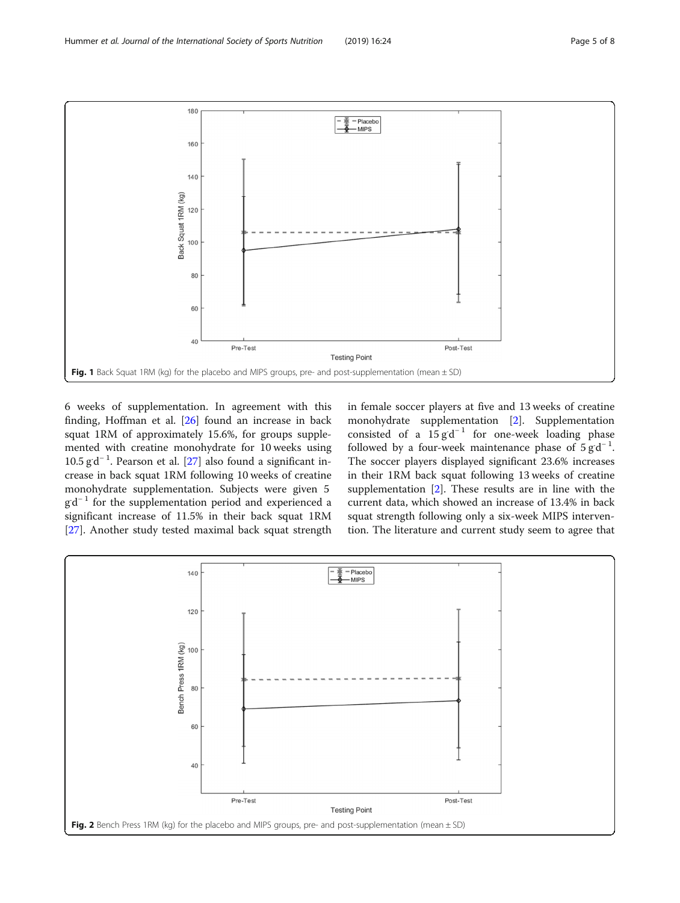Fig. 1 Back Squat 1RM (kg) for the placebo and MIPS groups, pre- and post-supplementation (mean ± SD)

6 weeks of supplementation. In agreement with this finding, Hoffman et al. [26] found an increase in back squat 1RM of approximately 15.6%, for groups supplemented with creatine monohydrate for 10 weeks using 10.5 g·d$^{-1}$. Pearson et al. [27] also found a significant increase in back squat 1RM following 10 weeks of creatine monohydrate supplementation. Subjects were given 5 g·d$^{-1}$ for the supplementation period and experienced a significant increase of 11.5% in their back squat 1RM [27]. Another study tested maximal back squat strength in female soccer players at five and 13 weeks of creatine monohydrate supplementation [2]. Supplementation consisted of a 15 g·d$^{-1}$ for one-week loading phase followed by a four-week maintenance phase of 5 g·d$^{-1}$. The soccer players displayed significant 23.6% increases in their 1RM back squat following 13 weeks of creatine supplementation [2]. These results are in line with the current data, which showed an increase of 13.4% in back squat strength following only a six-week MIPS intervention. The literature and current study seem to agree that

Fig. 2 Bench Press 1RM (kg) for the placebo and MIPS groups, pre- and post-supplementation (mean ± SD)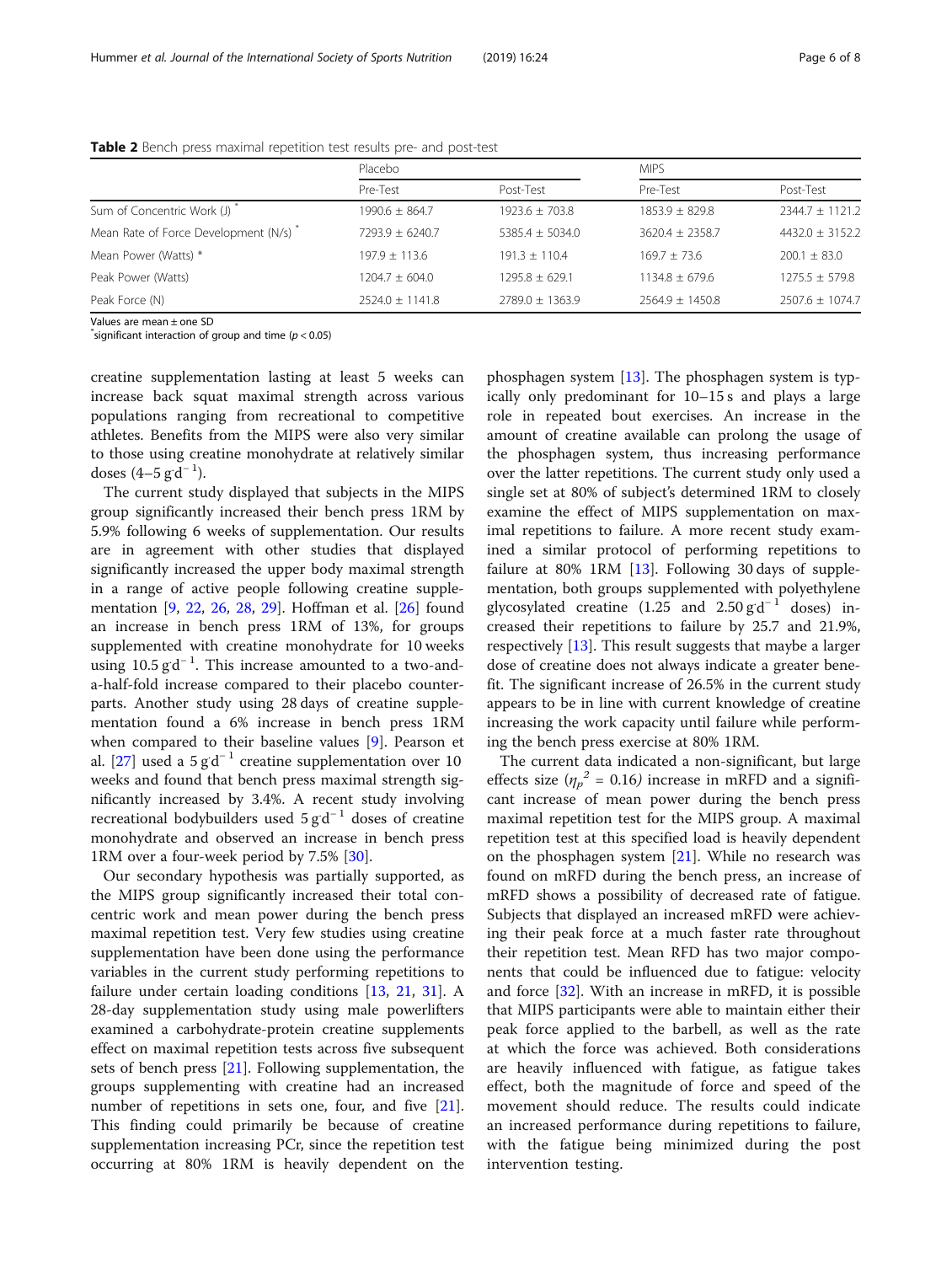**Table 2** Bench press maximal repetition test results pre- and post-test

| | Placebo | | MIPS | |
|---|---|---|---|---|
| | Pre-Test | Post-Test | Pre-Test | Post-Test |
| Sum of Concentric Work (J) * | 1990.6 ± 864.7 | 1923.6 ± 703.8 | 1853.9 ± 829.8 | 2344.7 ± 1121.2 |
| Mean Rate of Force Development (N/s) * | 7293.9 ± 6240.7 | 5385.4 ± 5034.0 | 3620.4 ± 2358.7 | 4432.0 ± 3152.2 |
| Mean Power (Watts) * | 197.9 ± 113.6 | 191.3 ± 110.4 | 169.7 ± 73.6 | 200.1 ± 83.0 |
| Peak Power (Watts) | 1204.7 ± 604.0 | 1295.8 ± 629.1 | 1134.8 ± 679.6 | 1275.5 ± 579.8 |
| Peak Force (N) | 2524.0 ± 1141.8 | 2789.0 ± 1363.9 | 2564.9 ± 1450.8 | 2507.6 ± 1074.7 |

Values are mean ± one SD
*significant interaction of group and time ($p < 0.05$)

creatine supplementation lasting at least 5 weeks can increase back squat maximal strength across various populations ranging from recreational to competitive athletes. Benefits from the MIPS were also very similar to those using creatine monohydrate at relatively similar doses (4–5 g·d$^{-1}$).

The current study displayed that subjects in the MIPS group significantly increased their bench press 1RM by 5.9% following 6 weeks of supplementation. Our results are in agreement with other studies that displayed significantly increased the upper body maximal strength in a range of active people following creatine supplementation [9, 22, 26, 28, 29]. Hoffman et al. [26] found an increase in bench press 1RM of 13%, for groups supplemented with creatine monohydrate for 10 weeks using 10.5 g·d$^{-1}$. This increase amounted to a two-and-a-half-fold increase compared to their placebo counterparts. Another study using 28 days of creatine supplementation found a 6% increase in bench press 1RM when compared to their baseline values [9]. Pearson et al. [27] used a 5 g·d$^{-1}$ creatine supplementation over 10 weeks and found that bench press maximal strength significantly increased by 3.4%. A recent study involving recreational bodybuilders used 5 g·d$^{-1}$ doses of creatine monohydrate and observed an increase in bench press 1RM over a four-week period by 7.5% [30].

Our secondary hypothesis was partially supported, as the MIPS group significantly increased their total concentric work and mean power during the bench press maximal repetition test. Very few studies using creatine supplementation have been done using the performance variables in the current study performing repetitions to failure under certain loading conditions [13, 21, 31]. A 28-day supplementation study using male powerlifters examined a carbohydrate-protein creatine supplements effect on maximal repetition tests across five subsequent sets of bench press [21]. Following supplementation, the groups supplementing with creatine had an increased number of repetitions in sets one, four, and five [21]. This finding could primarily be because of creatine supplementation increasing PCr, since the repetition test occurring at 80% 1RM is heavily dependent on the phosphagen system [13]. The phosphagen system is typically only predominant for 10–15 s and plays a large role in repeated bout exercises. An increase in the amount of creatine available can prolong the usage of the phosphagen system, thus increasing performance over the latter repetitions. The current study only used a single set at 80% of subject's determined 1RM to closely examine the effect of MIPS supplementation on maximal repetitions to failure. A more recent study examined a similar protocol of performing repetitions to failure at 80% 1RM [13]. Following 30 days of supplementation, both groups supplemented with polyethylene glycosylated creatine (1.25 and 2.50 g·d$^{-1}$ doses) increased their repetitions to failure by 25.7 and 21.9%, respectively [13]. This result suggests that maybe a larger dose of creatine does not always indicate a greater benefit. The significant increase of 26.5% in the current study appears to be in line with current knowledge of creatine increasing the work capacity until failure while performing the bench press exercise at 80% 1RM.

The current data indicated a non-significant, but large effects size ($\eta_p^2 = 0.16$) increase in mRFD and a significant increase of mean power during the bench press maximal repetition test for the MIPS group. A maximal repetition test at this specified load is heavily dependent on the phosphagen system [21]. While no research was found on mRFD during the bench press, an increase of mRFD shows a possibility of decreased rate of fatigue. Subjects that displayed an increased mRFD were achieving their peak force at a much faster rate throughout their repetition test. Mean RFD has two major components that could be influenced due to fatigue: velocity and force [32]. With an increase in mRFD, it is possible that MIPS participants were able to maintain either their peak force applied to the barbell, as well as the rate at which the force was achieved. Both considerations are heavily influenced with fatigue, as fatigue takes effect, both the magnitude of force and speed of the movement should reduce. The results could indicate an increased performance during repetitions to failure, with the fatigue being minimized during the post intervention testing.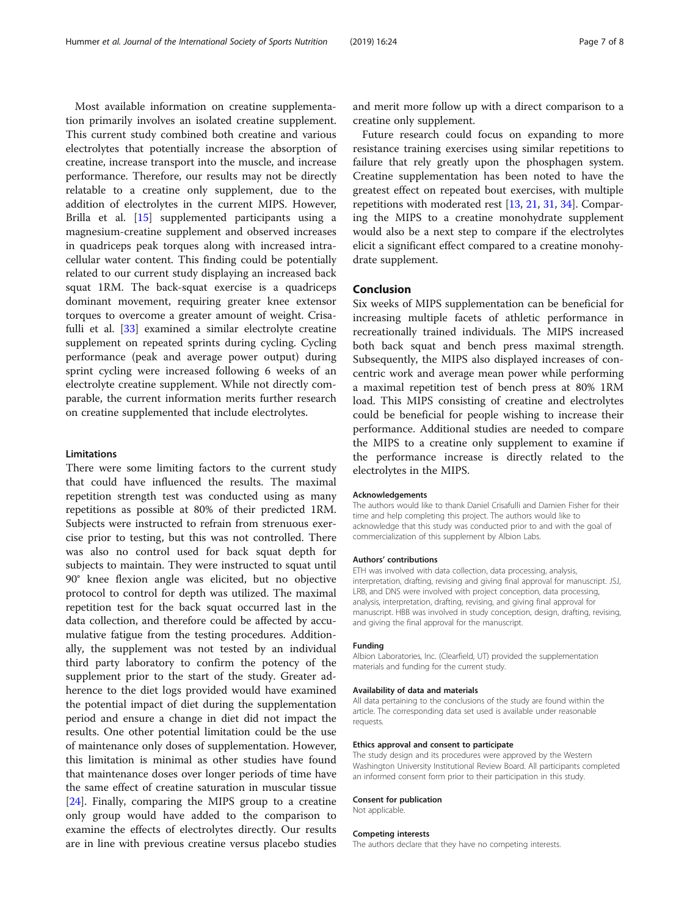Most available information on creatine supplementation primarily involves an isolated creatine supplement. This current study combined both creatine and various electrolytes that potentially increase the absorption of creatine, increase transport into the muscle, and increase performance. Therefore, our results may not be directly relatable to a creatine only supplement, due to the addition of electrolytes in the current MIPS. However, Brilla et al. [15] supplemented participants using a magnesium-creatine supplement and observed increases in quadriceps peak torques along with increased intracellular water content. This finding could be potentially related to our current study displaying an increased back squat 1RM. The back-squat exercise is a quadriceps dominant movement, requiring greater knee extensor torques to overcome a greater amount of weight. Crisafulli et al. [33] examined a similar electrolyte creatine supplement on repeated sprints during cycling. Cycling performance (peak and average power output) during sprint cycling were increased following 6 weeks of an electrolyte creatine supplement. While not directly comparable, the current information merits further research on creatine supplemented that include electrolytes.

### Limitations

There were some limiting factors to the current study that could have influenced the results. The maximal repetition strength test was conducted using as many repetitions as possible at 80% of their predicted 1RM. Subjects were instructed to refrain from strenuous exercise prior to testing, but this was not controlled. There was also no control used for back squat depth for subjects to maintain. They were instructed to squat until 90° knee flexion angle was elicited, but no objective protocol to control for depth was utilized. The maximal repetition test for the back squat occurred last in the data collection, and therefore could be affected by accumulative fatigue from the testing procedures. Additionally, the supplement was not tested by an individual third party laboratory to confirm the potency of the supplement prior to the start of the study. Greater adherence to the diet logs provided would have examined the potential impact of diet during the supplementation period and ensure a change in diet did not impact the results. One other potential limitation could be the use of maintenance only doses of supplementation. However, this limitation is minimal as other studies have found that maintenance doses over longer periods of time have the same effect of creatine saturation in muscular tissue [24]. Finally, comparing the MIPS group to a creatine only group would have added to the comparison to examine the effects of electrolytes directly. Our results are in line with previous creatine versus placebo studies and merit more follow up with a direct comparison to a creatine only supplement.

Future research could focus on expanding to more resistance training exercises using similar repetitions to failure that rely greatly upon the phosphagen system. Creatine supplementation has been noted to have the greatest effect on repeated bout exercises, with multiple repetitions with moderated rest [13, 21, 31, 34]. Comparing the MIPS to a creatine monohydrate supplement would also be a next step to compare if the electrolytes elicit a significant effect compared to a creatine monohydrate supplement.

## Conclusion

Six weeks of MIPS supplementation can be beneficial for increasing multiple facets of athletic performance in recreationally trained individuals. The MIPS increased both back squat and bench press maximal strength. Subsequently, the MIPS also displayed increases of concentric work and average mean power while performing a maximal repetition test of bench press at 80% 1RM load. This MIPS consisting of creatine and electrolytes could be beneficial for people wishing to increase their performance. Additional studies are needed to compare the MIPS to a creatine only supplement to examine if the performance increase is directly related to the electrolytes in the MIPS.

#### Acknowledgements

The authors would like to thank Daniel Crisafulli and Damien Fisher for their time and help completing this project. The authors would like to acknowledge that this study was conducted prior to and with the goal of commercialization of this supplement by Albion Labs.

#### Authors' contributions

ETH was involved with data collection, data processing, analysis, interpretation, drafting, revising and giving final approval for manuscript. JSJ, LRB, and DNS were involved with project conception, data processing, analysis, interpretation, drafting, revising, and giving final approval for manuscript. HBB was involved in study conception, design, drafting, revising, and giving the final approval for the manuscript.

#### Funding

Albion Laboratories, Inc. (Clearfield, UT) provided the supplementation materials and funding for the current study.

#### Availability of data and materials

All data pertaining to the conclusions of the study are found within the article. The corresponding data set used is available under reasonable requests.

#### Ethics approval and consent to participate

The study design and its procedures were approved by the Western Washington University Institutional Review Board. All participants completed an informed consent form prior to their participation in this study.

#### Consent for publication

Not applicable.

#### Competing interests

The authors declare that they have no competing interests.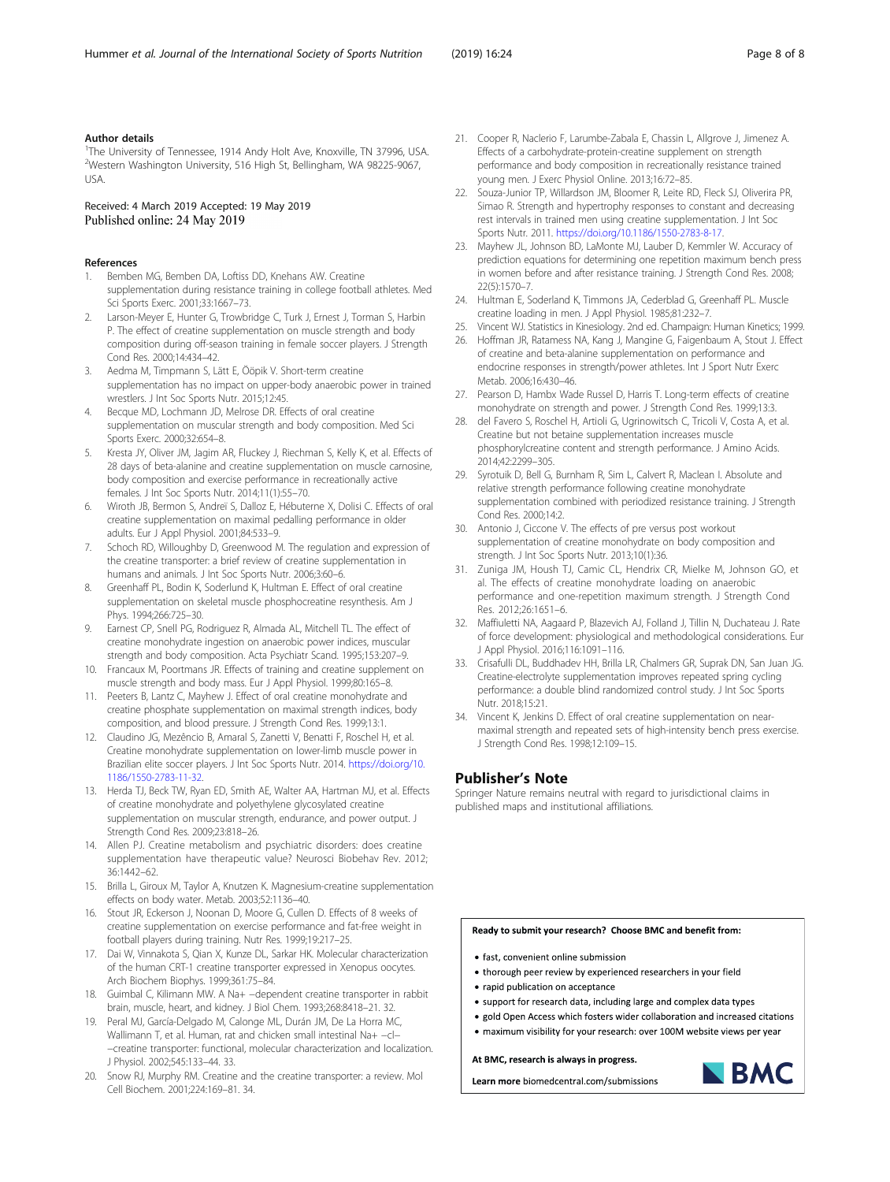### Author details

[1]The University of Tennessee, 1914 Andy Holt Ave, Knoxville, TN 37996, USA.
[2]Western Washington University, 516 High St, Bellingham, WA 98225-9067, USA.

Received: 4 March 2019 Accepted: 19 May 2019
Published online: 24 May 2019

### References

1. Bemben MG, Bemben DA, Loftiss DD, Knehans AW. Creatine supplementation during resistance training in college football athletes. Med Sci Sports Exerc. 2001;33:1667–73.
2. Larson-Meyer E, Hunter G, Trowbridge C, Turk J, Ernest J, Torman S, Harbin P. The effect of creatine supplementation on muscle strength and body composition during off-season training in female soccer players. J Strength Cond Res. 2000;14:434–42.
3. Aedma M, Timpmann S, Lätt E, Ööpik V. Short-term creatine supplementation has no impact on upper-body anaerobic power in trained wrestlers. J Int Soc Sports Nutr. 2015;12:45.
4. Becque MD, Lochmann JD, Melrose DR. Effects of oral creatine supplementation on muscular strength and body composition. Med Sci Sports Exerc. 2000;32:654–8.
5. Kresta JY, Oliver JM, Jagim AR, Fluckey J, Riechman S, Kelly K, et al. Effects of 28 days of beta-alanine and creatine supplementation on muscle carnosine, body composition and exercise performance in recreationally active females. J Int Soc Sports Nutr. 2014;11(1):55–70.
6. Wiroth JB, Bermon S, Andreï S, Dalloz E, Hébuterne X, Dolisi C. Effects of oral creatine supplementation on maximal pedalling performance in older adults. Eur J Appl Physiol. 2001;84:533–9.
7. Schoch RD, Willoughby D, Greenwood M. The regulation and expression of the creatine transporter: a brief review of creatine supplementation in humans and animals. J Int Soc Sports Nutr. 2006;3:60–6.
8. Greenhaff PL, Bodin K, Soderlund K, Hultman E. Effect of oral creatine supplementation on skeletal muscle phosphocreatine resynthesis. Am J Phys. 1994;266:725–30.
9. Earnest CP, Snell PG, Rodriguez R, Almada AL, Mitchell TL. The effect of creatine monohydrate ingestion on anaerobic power indices, muscular strength and body composition. Acta Psychiatr Scand. 1995;153:207–9.
10. Francaux M, Poortmans JR. Effects of training and creatine supplement on muscle strength and body mass. Eur J Appl Physiol. 1999;80:165–8.
11. Peeters B, Lantz C, Mayhew J. Effect of oral creatine monohydrate and creatine phosphate supplementation on maximal strength indices, body composition, and blood pressure. J Strength Cond Res. 1999;13:1.
12. Claudino JG, Mezêncio B, Amaral S, Zanetti V, Benatti F, Roschel H, et al. Creatine monohydrate supplementation on lower-limb muscle power in Brazilian elite soccer players. J Int Soc Sports Nutr. 2014. https://doi.org/10.1186/1550-2783-11-32.
13. Herda TJ, Beck TW, Ryan ED, Smith AE, Walter AA, Hartman MJ, et al. Effects of creatine monohydrate and polyethylene glycosylated creatine supplementation on muscular strength, endurance, and power output. J Strength Cond Res. 2009;23:818–26.
14. Allen PJ. Creatine metabolism and psychiatric disorders: does creatine supplementation have therapeutic value? Neurosci Biobehav Rev. 2012;36:1442–62.
15. Brilla L, Giroux M, Taylor A, Knutzen K. Magnesium-creatine supplementation effects on body water. Metab. 2003;52:1136–40.
16. Stout JR, Eckerson J, Noonan D, Moore G, Cullen D. Effects of 8 weeks of creatine supplementation on exercise performance and fat-free weight in football players during training. Nutr Res. 1999;19:217–25.
17. Dai W, Vinnakota S, Qian X, Kunze DL, Sarkar HK. Molecular characterization of the human CRT-1 creatine transporter expressed in Xenopus oocytes. Arch Biochem Biophys. 1999;361:75–84.
18. Guimbal C, Kilimann MW. A Na+ –dependent creatine transporter in rabbit brain, muscle, heart, and kidney. J Biol Chem. 1993;268:8418–21. 32.
19. Peral MJ, García-Delgado M, Calonge ML, Durán JM, De La Horra MC, Wallimann T, et al. Human, rat and chicken small intestinal Na+ –cl– –creatine transporter: functional, molecular characterization and localization. J Physiol. 2002;545:133–44. 33.
20. Snow RJ, Murphy RM. Creatine and the creatine transporter: a review. Mol Cell Biochem. 2001;224:169–81. 34.
21. Cooper R, Naclerio F, Larumbe-Zabala E, Chassin L, Allgrove J, Jimenez A. Effects of a carbohydrate-protein-creatine supplement on strength performance and body composition in recreationally resistance trained young men. J Exerc Physiol Online. 2013;16:72–85.
22. Souza-Junior TP, Willardson JM, Bloomer R, Leite RD, Fleck SJ, Oliverira PR, Simao R. Strength and hypertrophy responses to constant and decreasing rest intervals in trained men using creatine supplementation. J Int Soc Sports Nutr. 2011. https://doi.org/10.1186/1550-2783-8-17.
23. Mayhew JL, Johnson BD, LaMonte MJ, Lauber D, Kemmler W. Accuracy of prediction equations for determining one repetition maximum bench press in women before and after resistance training. J Strength Cond Res. 2008;22(5):1570–7.
24. Hultman E, Soderland K, Timmons JA, Cederblad G, Greenhaff PL. Muscle creatine loading in men. J Appl Physiol. 1985;81:232–7.
25. Vincent WJ. Statistics in Kinesiology. 2nd ed. Champaign: Human Kinetics; 1999.
26. Hoffman JR, Ratamess NA, Kang J, Mangine G, Faigenbaum A, Stout J. Effect of creatine and beta-alanine supplementation on performance and endocrine responses in strength/power athletes. Int J Sport Nutr Exerc Metab. 2006;16:430–46.
27. Pearson D, Hambx Wade Russel D, Harris T. Long-term effects of creatine monohydrate on strength and power. J Strength Cond Res. 1999;13:3.
28. del Favero S, Roschel H, Artioli G, Ugrinowitsch C, Tricoli V, Costa A, et al. Creatine but not betaine supplementation increases muscle phosphorylcreatine content and strength performance. J Amino Acids. 2014;42:2299–305.
29. Syrotuik D, Bell G, Burnham R, Sim L, Calvert R, Maclean I. Absolute and relative strength performance following creatine monohydrate supplementation combined with periodized resistance training. J Strength Cond Res. 2000;14:2.
30. Antonio J, Ciccone V. The effects of pre versus post workout supplementation of creatine monohydrate on body composition and strength. J Int Soc Sports Nutr. 2013;10(1):36.
31. Zuniga JM, Housh TJ, Camic CL, Hendrix CR, Mielke M, Johnson GO, et al. The effects of creatine monohydrate loading on anaerobic performance and one-repetition maximum strength. J Strength Cond Res. 2012;26:1651–6.
32. Maffiuletti NA, Aagaard P, Blazevich AJ, Folland J, Tillin N, Duchateau J. Rate of force development: physiological and methodological considerations. Eur J Appl Physiol. 2016;116:1091–116.
33. Crisafulli DL, Buddhadev HH, Brilla LR, Chalmers GR, Suprak DN, San Juan JG. Creatine-electrolyte supplementation improves repeated spring cycling performance: a double blind randomized control study. J Int Soc Sports Nutr. 2018;15:21.
34. Vincent K, Jenkins D. Effect of oral creatine supplementation on near-maximal strength and repeated sets of high-intensity bench press exercise. J Strength Cond Res. 1998;12:109–15.

## Publisher's Note

Springer Nature remains neutral with regard to jurisdictional claims in published maps and institutional affiliations.

**Ready to submit your research? Choose BMC and benefit from:**

- fast, convenient online submission
- thorough peer review by experienced researchers in your field
- rapid publication on acceptance
- support for research data, including large and complex data types
- gold Open Access which fosters wider collaboration and increased citations
- maximum visibility for your research: over 100M website views per year

**At BMC, research is always in progress.**

**Learn more** biomedcentral.com/submissions

BMC